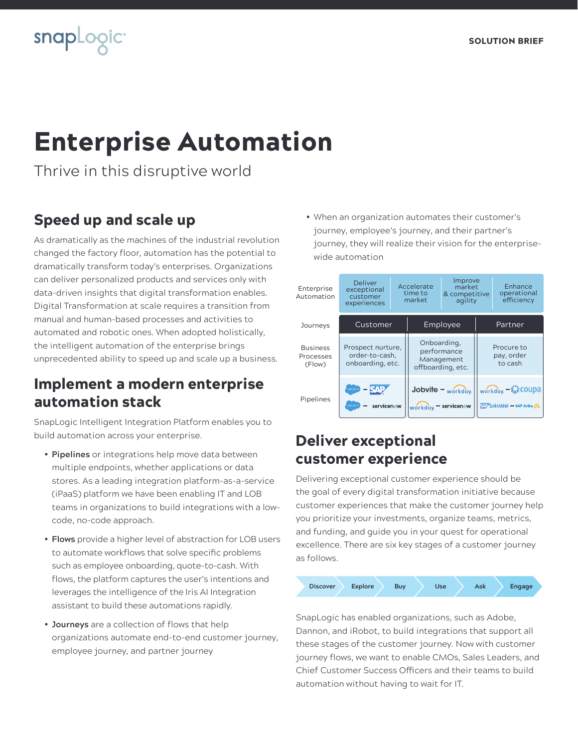# Enterprise Automation

Thrive in this disruptive world

## Speed up and scale up

As dramatically as the machines of the industrial revolution changed the factory floor, automation has the potential to dramatically transform today's enterprises. Organizations can deliver personalized products and services only with data-driven insights that digital transformation enables. Digital Transformation at scale requires a transition from manual and human-based processes and activities to automated and robotic ones. When adopted holistically, the intelligent automation of the enterprise brings unprecedented ability to speed up and scale up a business.

## Implement a modern enterprise automation stack

SnapLogic Intelligent Integration Platform enables you to build automation across your enterprise.

- **Pipelines** or integrations help move data between multiple endpoints, whether applications or data stores. As a leading integration platform-as-a-service (iPaaS) platform we have been enabling IT and LOB teams in organizations to build integrations with a low-code, no-code approach.
- **Flows** provide a higher level of abstraction for LOB users to automate workflows that solve specific problems such as employee onboarding, quote-to-cash. With flows, the platform captures the user's intentions and leverages the intelligence of the Iris AI Integration assistant to build these automations rapidly.
- **Journeys** are a collection of flows that help organizations automate end-to-end customer journey, employee journey, and partner journey
- When an organization automates their customer's journey, employee's journey, and their partner's journey, they will realize their vision for the enterprise-wide automation

| Enterprise Automation | Deliver exceptional customer experiences | Accelerate time to market | Improve market & competitive agility | Enhance operational efficiency |
|---|---|---|---|---|
| Journeys | Customer | Employee | Partner | |
| Business Processes (Flow) | Prospect nurture, order-to-cash, onboarding, etc. | Onboarding, performance Management offboarding, etc. | Procure to pay, order to cash | |
| Pipelines | salesforce – SAP; salesforce – servicenow | Jobvite – workday; workday – servicenow | workday – coupa; SAP S/4HANA – SAP Ariba | |

## Deliver exceptional customer experience

Delivering exceptional customer experience should be the goal of every digital transformation initiative because customer experiences that make the customer journey help you prioritize your investments, organize teams, metrics, and funding, and guide you in your quest for operational excellence. There are six key stages of a customer journey as follows.

Discover → Explore → Buy → Use → Ask → Engage

SnapLogic has enabled organizations, such as Adobe, Dannon, and iRobot, to build integrations that support all these stages of the customer journey. Now with customer journey flows, we want to enable CMOs, Sales Leaders, and Chief Customer Success Officers and their teams to build automation without having to wait for IT.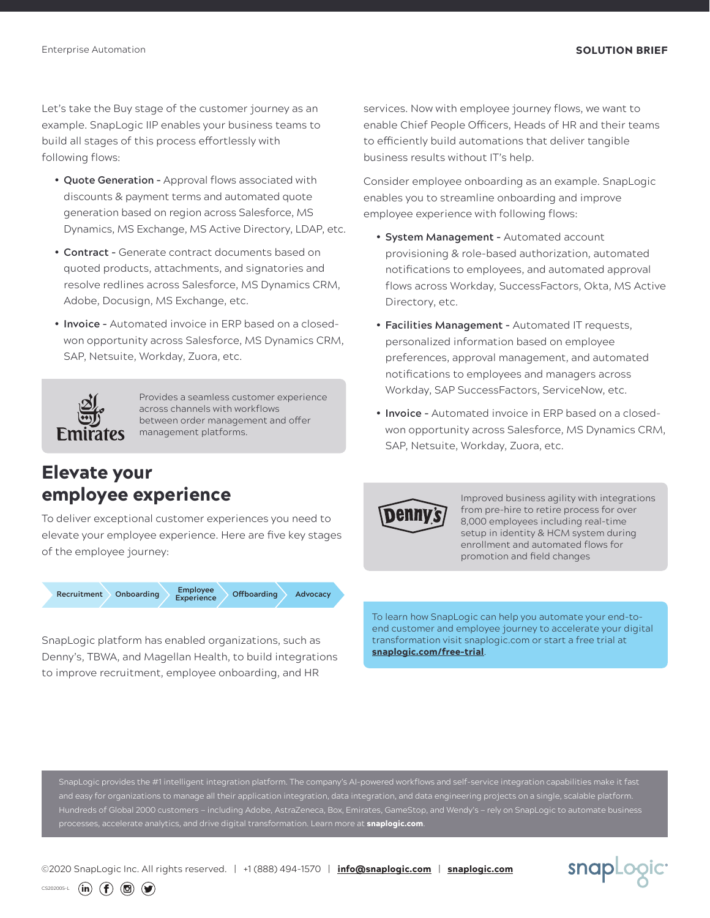Let's take the Buy stage of the customer journey as an example. SnapLogic IIP enables your business teams to build all stages of this process effortlessly with following flows:

- **Quote Generation -** Approval flows associated with discounts & payment terms and automated quote generation based on region across Salesforce, MS Dynamics, MS Exchange, MS Active Directory, LDAP, etc.
- **Contract -** Generate contract documents based on quoted products, attachments, and signatories and resolve redlines across Salesforce, MS Dynamics CRM, Adobe, Docusign, MS Exchange, etc.
- **Invoice -** Automated invoice in ERP based on a closed-won opportunity across Salesforce, MS Dynamics CRM, SAP, Netsuite, Workday, Zuora, etc.

Emirates

Provides a seamless customer experience across channels with workflows between order management and offer management platforms.

## Elevate your employee experience

To deliver exceptional customer experiences you need to elevate your employee experience. Here are five key stages of the employee journey:

Recruitment → Onboarding → Employee Experience → Offboarding → Advocacy

SnapLogic platform has enabled organizations, such as Denny's, TBWA, and Magellan Health, to build integrations to improve recruitment, employee onboarding, and HR services. Now with employee journey flows, we want to enable Chief People Officers, Heads of HR and their teams to efficiently build automations that deliver tangible business results without IT's help.

Consider employee onboarding as an example. SnapLogic enables you to streamline onboarding and improve employee experience with following flows:

- **System Management -** Automated account provisioning & role-based authorization, automated notifications to employees, and automated approval flows across Workday, SuccessFactors, Okta, MS Active Directory, etc.
- **Facilities Management -** Automated IT requests, personalized information based on employee preferences, approval management, and automated notifications to employees and managers across Workday, SAP SuccessFactors, ServiceNow, etc.
- **Invoice -** Automated invoice in ERP based on a closed-won opportunity across Salesforce, MS Dynamics CRM, SAP, Netsuite, Workday, Zuora, etc.

Denny's

Improved business agility with integrations from pre-hire to retire process for over 8,000 employees including real-time setup in identity & HCM system during enrollment and automated flows for promotion and field changes

To learn how SnapLogic can help you automate your end-to-end customer and employee journey to accelerate your digital transformation visit snaplogic.com or start a free trial at **snaplogic.com/free-trial**.

SnapLogic provides the #1 intelligent integration platform. The company's AI-powered workflows and self-service integration capabilities make it fast and easy for organizations to manage all their application integration, data integration, and data engineering projects on a single, scalable platform. Hundreds of Global 2000 customers – including Adobe, AstraZeneca, Box, Emirates, GameStop, and Wendy's – rely on SnapLogic to automate business processes, accelerate analytics, and drive digital transformation. Learn more at **snaplogic.com**.

©2020 SnapLogic Inc. All rights reserved. | +1 (888) 494-1570 | **info@snaplogic.com** | **snaplogic.com**

CS202005-L